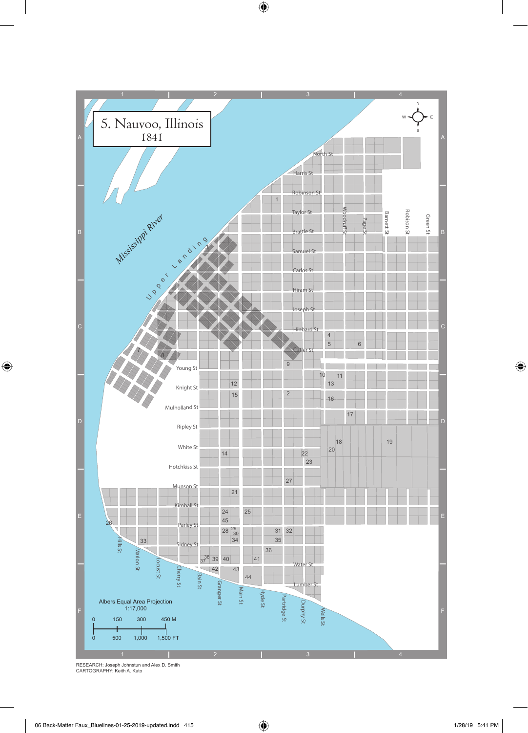# 5. Nauvoo, Illinois

1841

Mississippi River

Upper Landing

North St, Harris St, Robinson St, Taylor St, Brattle St, Samuel St, Carlos St, Hiram St, Joseph St, Hibbard St, Cutler St, Young St, Knight St, Mulholland St, Ripley St, White St, Hotchkiss St, Munson St, Kimball St, Parley St, Sidney St, Water St, Lumber St

Woodruff St, Page St, Barnett St, Robison St, Green St, Hills St, Marion St, Locust St, Cherry St, Bain St, Granger St, Main St, Hyde St, Partridge St, Durphy St, Wells St

Albers Equal Area Projection
1:17,000

0 150 300 450 M

0 500 1,000 1,500 FT

RESEARCH: Joseph Johnstun and Alex D. Smith
CARTOGRAPHY: Keith A. Kato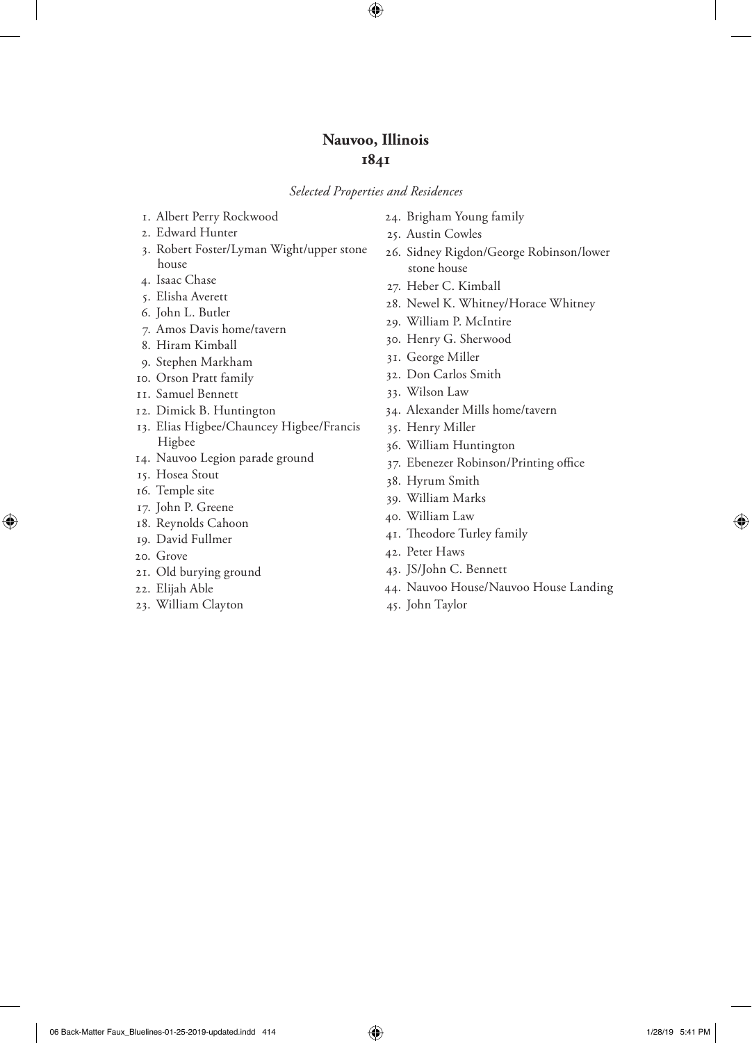# Nauvoo, Illinois
# 1841

*Selected Properties and Residences*

1. Albert Perry Rockwood
2. Edward Hunter
3. Robert Foster/Lyman Wight/upper stone house
4. Isaac Chase
5. Elisha Averett
6. John L. Butler
7. Amos Davis home/tavern
8. Hiram Kimball
9. Stephen Markham
10. Orson Pratt family
11. Samuel Bennett
12. Dimick B. Huntington
13. Elias Higbee/Chauncey Higbee/Francis Higbee
14. Nauvoo Legion parade ground
15. Hosea Stout
16. Temple site
17. John P. Greene
18. Reynolds Cahoon
19. David Fullmer
20. Grove
21. Old burying ground
22. Elijah Able
23. William Clayton
24. Brigham Young family
25. Austin Cowles
26. Sidney Rigdon/George Robinson/lower stone house
27. Heber C. Kimball
28. Newel K. Whitney/Horace Whitney
29. William P. McIntire
30. Henry G. Sherwood
31. George Miller
32. Don Carlos Smith
33. Wilson Law
34. Alexander Mills home/tavern
35. Henry Miller
36. William Huntington
37. Ebenezer Robinson/Printing office
38. Hyrum Smith
39. William Marks
40. William Law
41. Theodore Turley family
42. Peter Haws
43. JS/John C. Bennett
44. Nauvoo House/Nauvoo House Landing
45. John Taylor